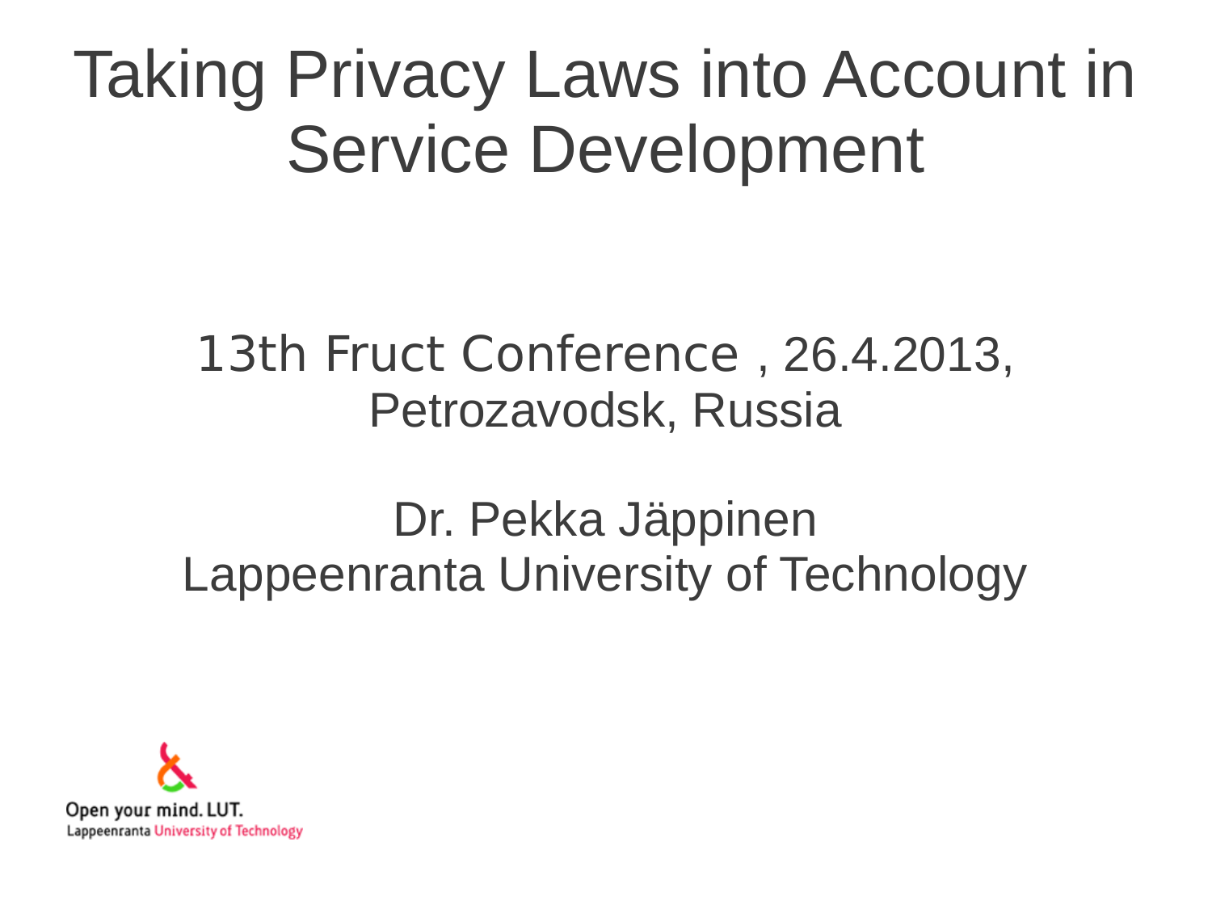# Taking Privacy Laws into Account in Service Development

13th Fruct Conference , 26.4.2013,
Petrozavodsk, Russia

Dr. Pekka Jäppinen
Lappeenranta University of Technology

Open your mind. LUT.
Lappeenranta University of Technology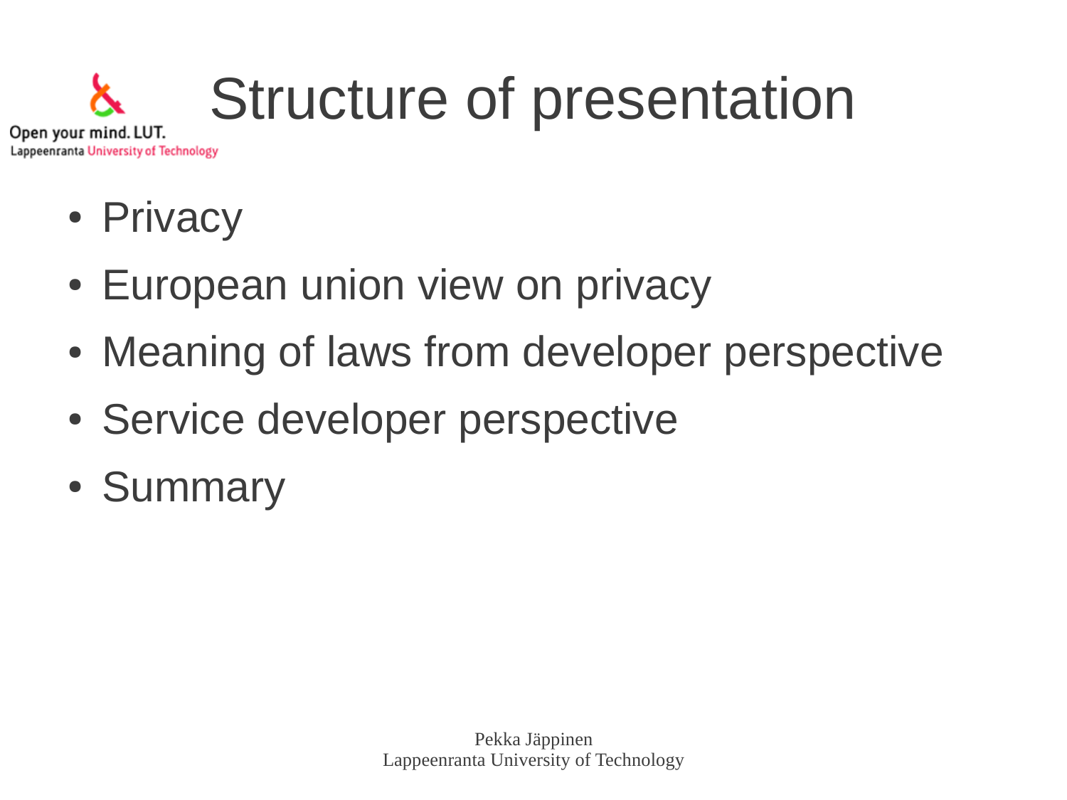# Structure of presentation

- Privacy
- European union view on privacy
- Meaning of laws from developer perspective
- Service developer perspective
- Summary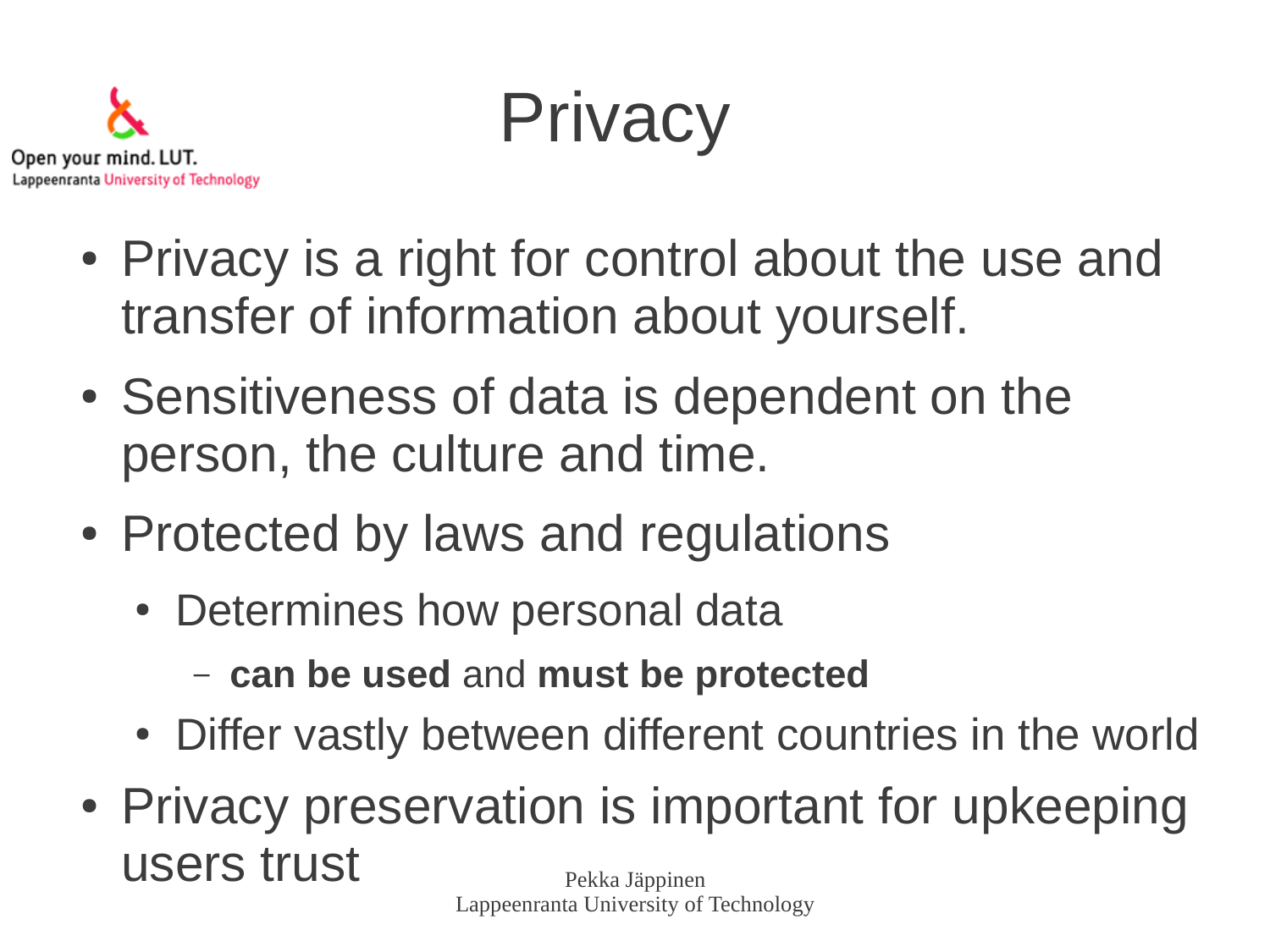# Privacy

- Privacy is a right for control about the use and transfer of information about yourself.
- Sensitiveness of data is dependent on the person, the culture and time.
- Protected by laws and regulations
  - Determines how personal data
    - **can be used** and **must be protected**
  - Differ vastly between different countries in the world
- Privacy preservation is important for upkeeping users trust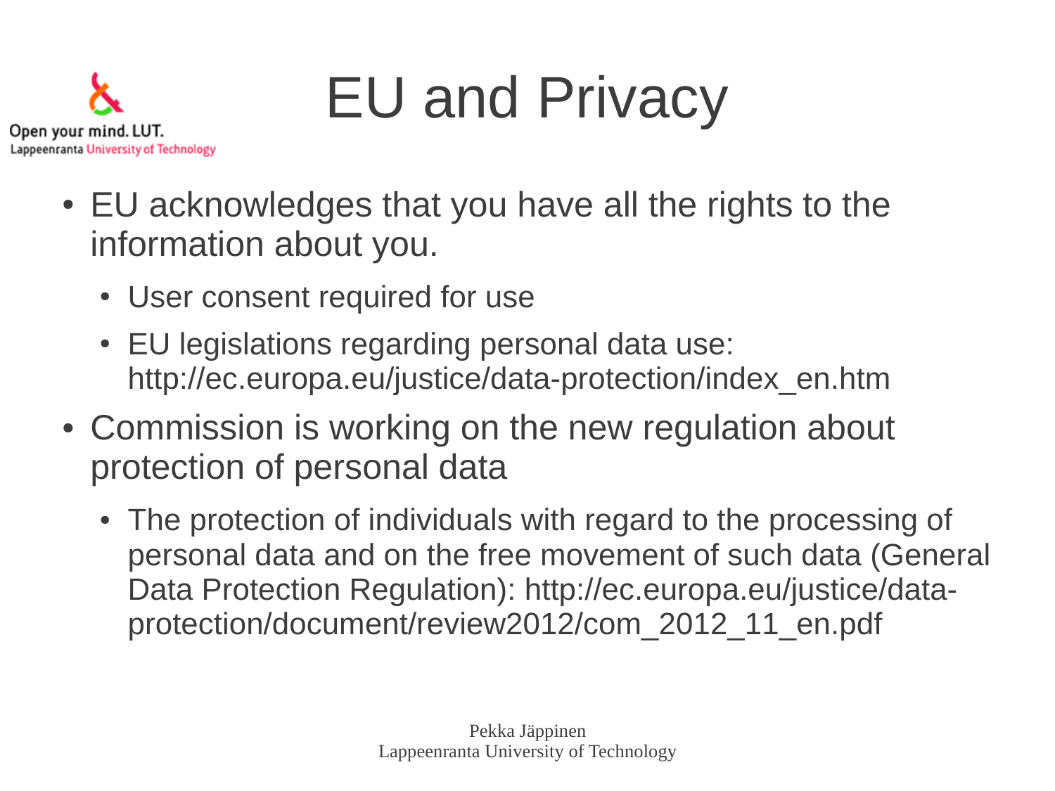# EU and Privacy

- EU acknowledges that you have all the rights to the information about you.
  - User consent required for use
  - EU legislations regarding personal data use: http://ec.europa.eu/justice/data-protection/index_en.htm
- Commission is working on the new regulation about protection of personal data
  - The protection of individuals with regard to the processing of personal data and on the free movement of such data (General Data Protection Regulation): http://ec.europa.eu/justice/data-protection/document/review2012/com_2012_11_en.pdf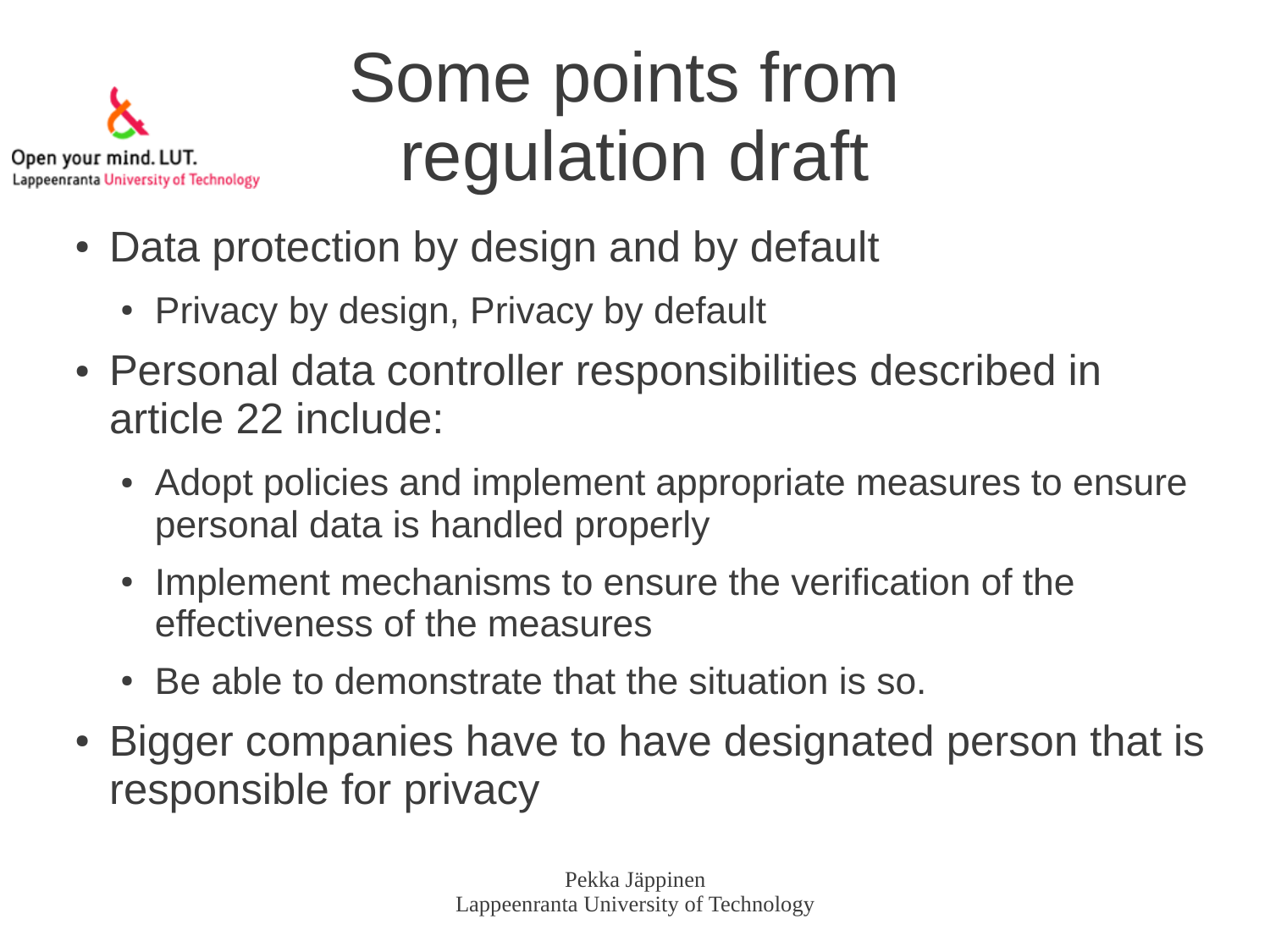# Some points from regulation draft

- Data protection by design and by default
  - Privacy by design, Privacy by default
- Personal data controller responsibilities described in article 22 include:
  - Adopt policies and implement appropriate measures to ensure personal data is handled properly
  - Implement mechanisms to ensure the verification of the effectiveness of the measures
  - Be able to demonstrate that the situation is so.
- Bigger companies have to have designated person that is responsible for privacy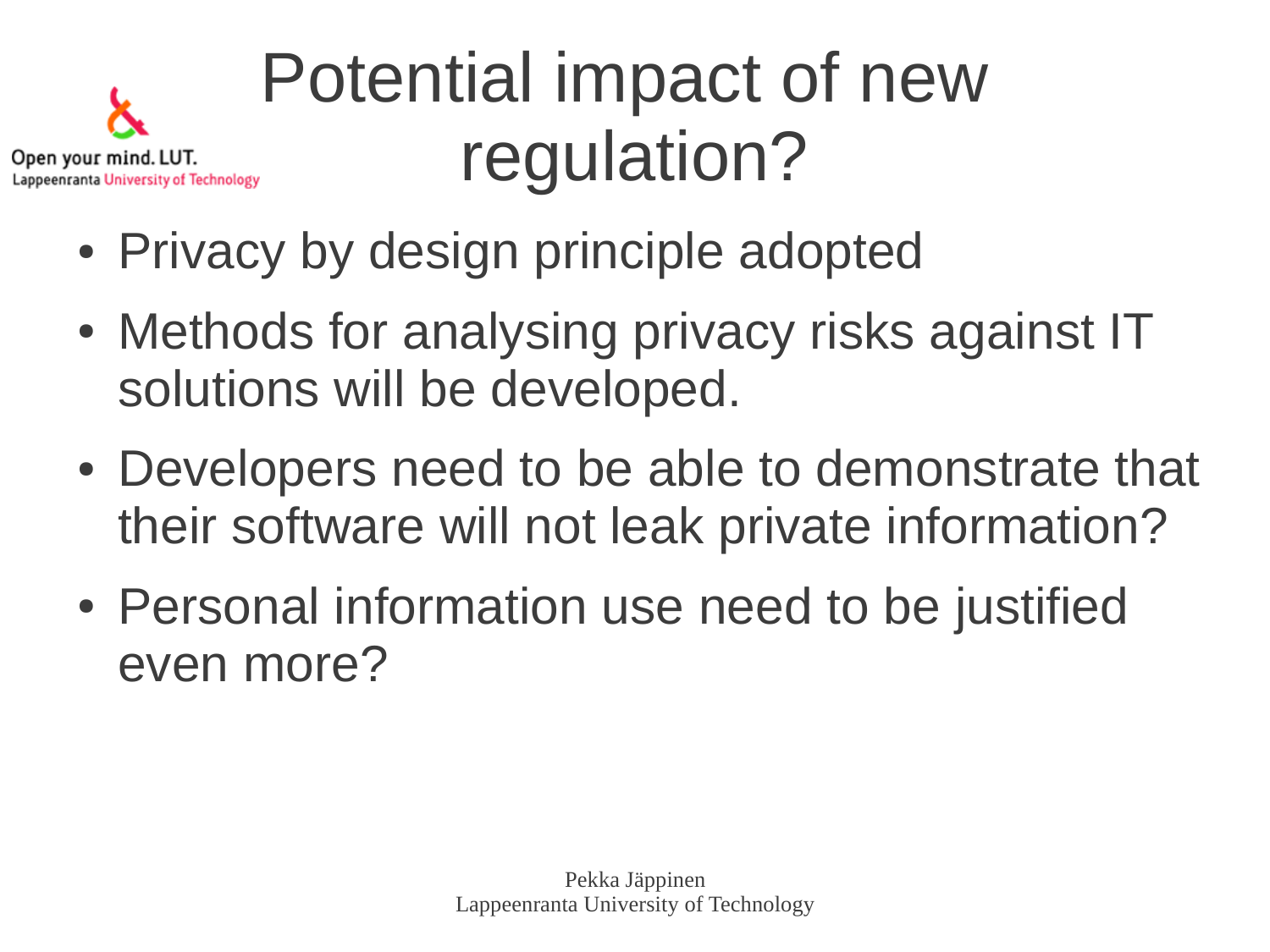# Potential impact of new regulation?

- Privacy by design principle adopted
- Methods for analysing privacy risks against IT solutions will be developed.
- Developers need to be able to demonstrate that their software will not leak private information?
- Personal information use need to be justified even more?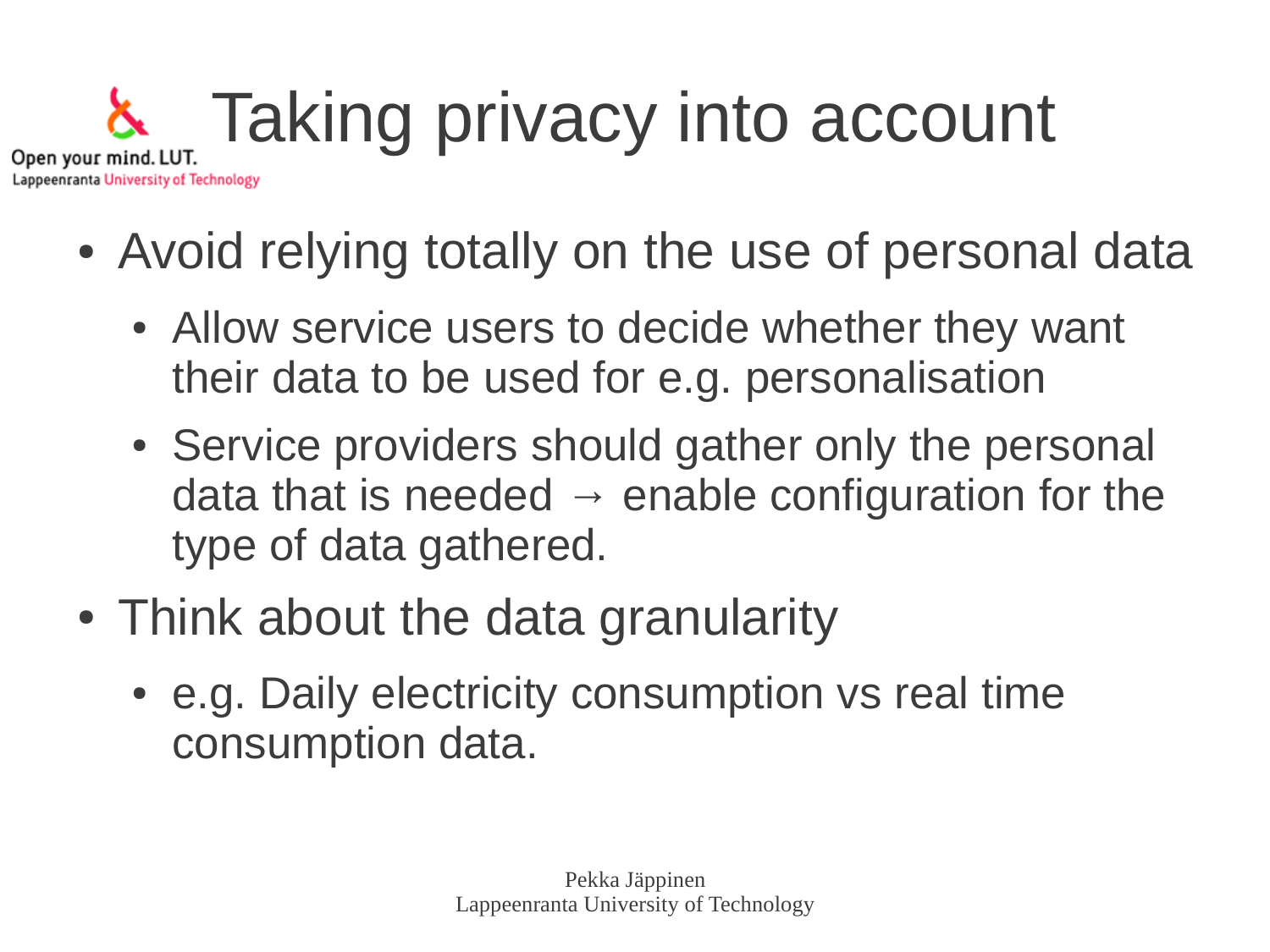# Taking privacy into account

- Avoid relying totally on the use of personal data
  - Allow service users to decide whether they want their data to be used for e.g. personalisation
  - Service providers should gather only the personal data that is needed → enable configuration for the type of data gathered.
- Think about the data granularity
  - e.g. Daily electricity consumption vs real time consumption data.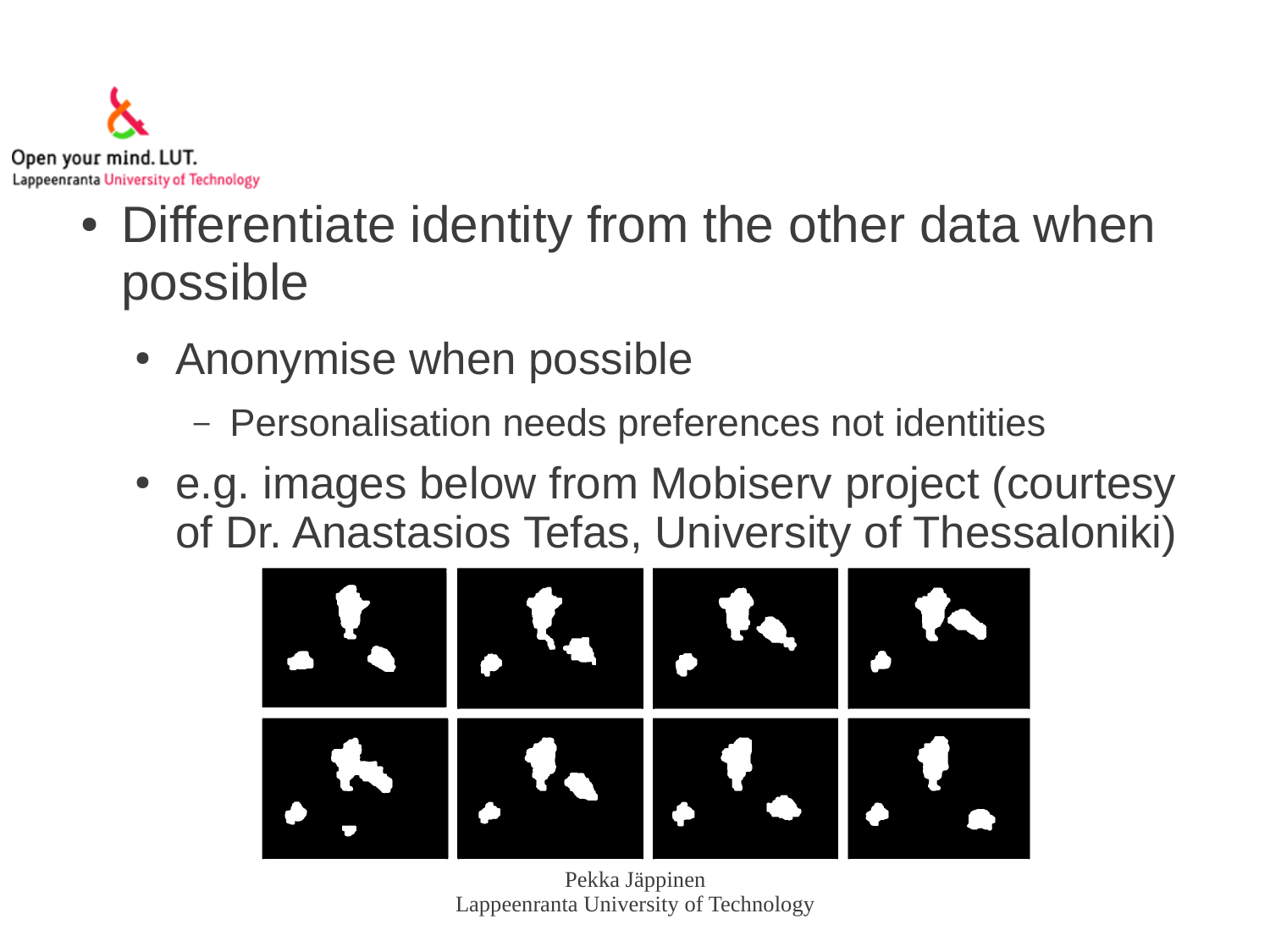- Differentiate identity from the other data when possible
  - Anonymise when possible
    - Personalisation needs preferences not identities
  - e.g. images below from Mobiserv project (courtesy of Dr. Anastasios Tefas, University of Thessaloniki)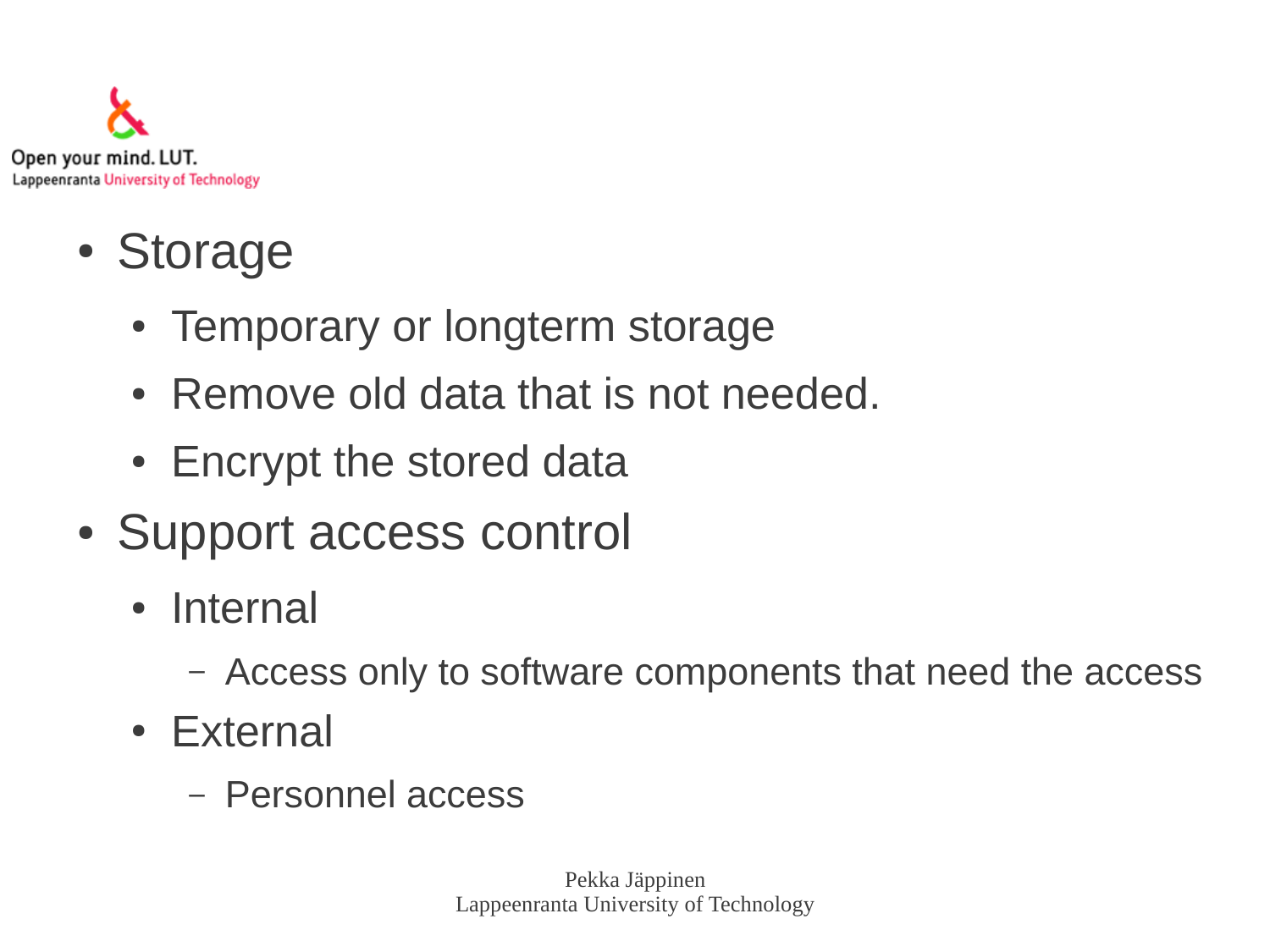- Storage
  - Temporary or longterm storage
  - Remove old data that is not needed.
  - Encrypt the stored data
- Support access control
  - Internal
    - Access only to software components that need the access
  - External
    - Personnel access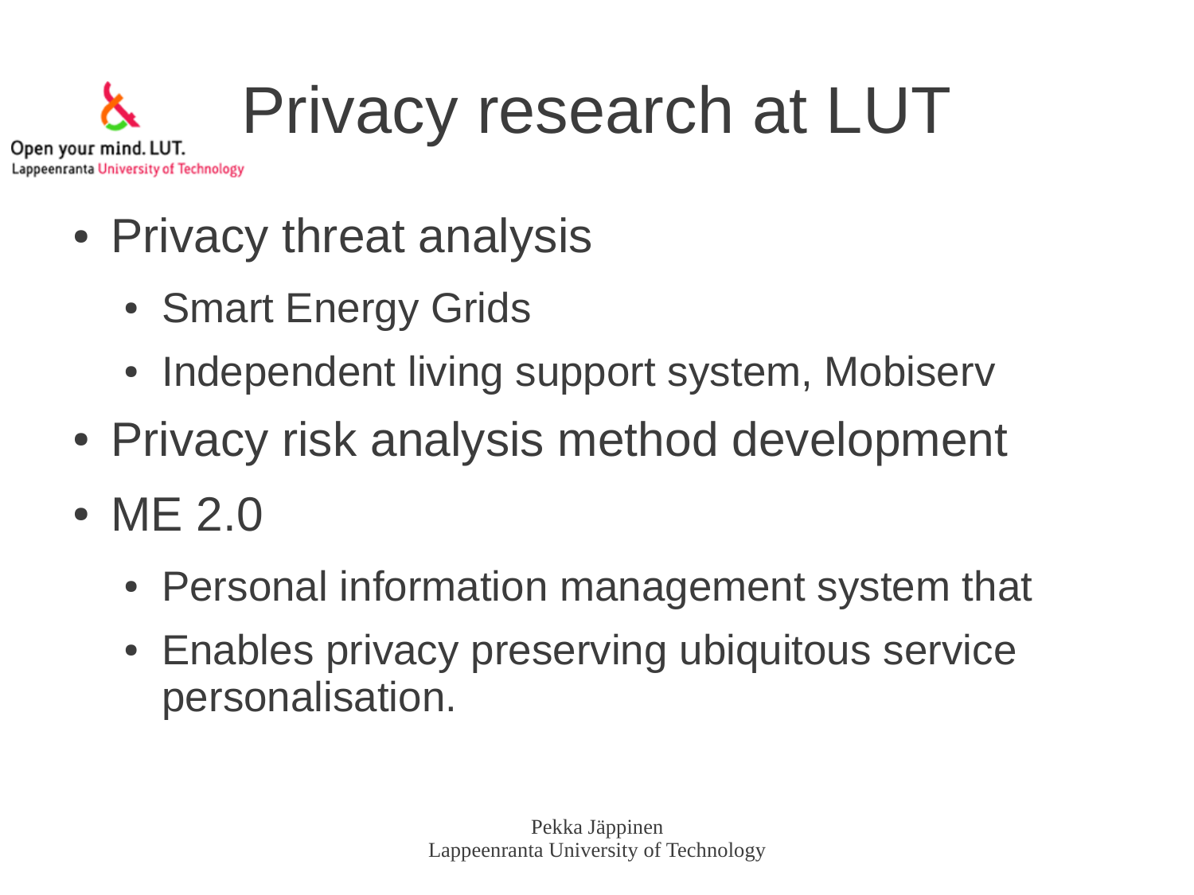# Privacy research at LUT

- Privacy threat analysis
  - Smart Energy Grids
  - Independent living support system, Mobiserv
- Privacy risk analysis method development
- ME 2.0
  - Personal information management system that
  - Enables privacy preserving ubiquitous service personalisation.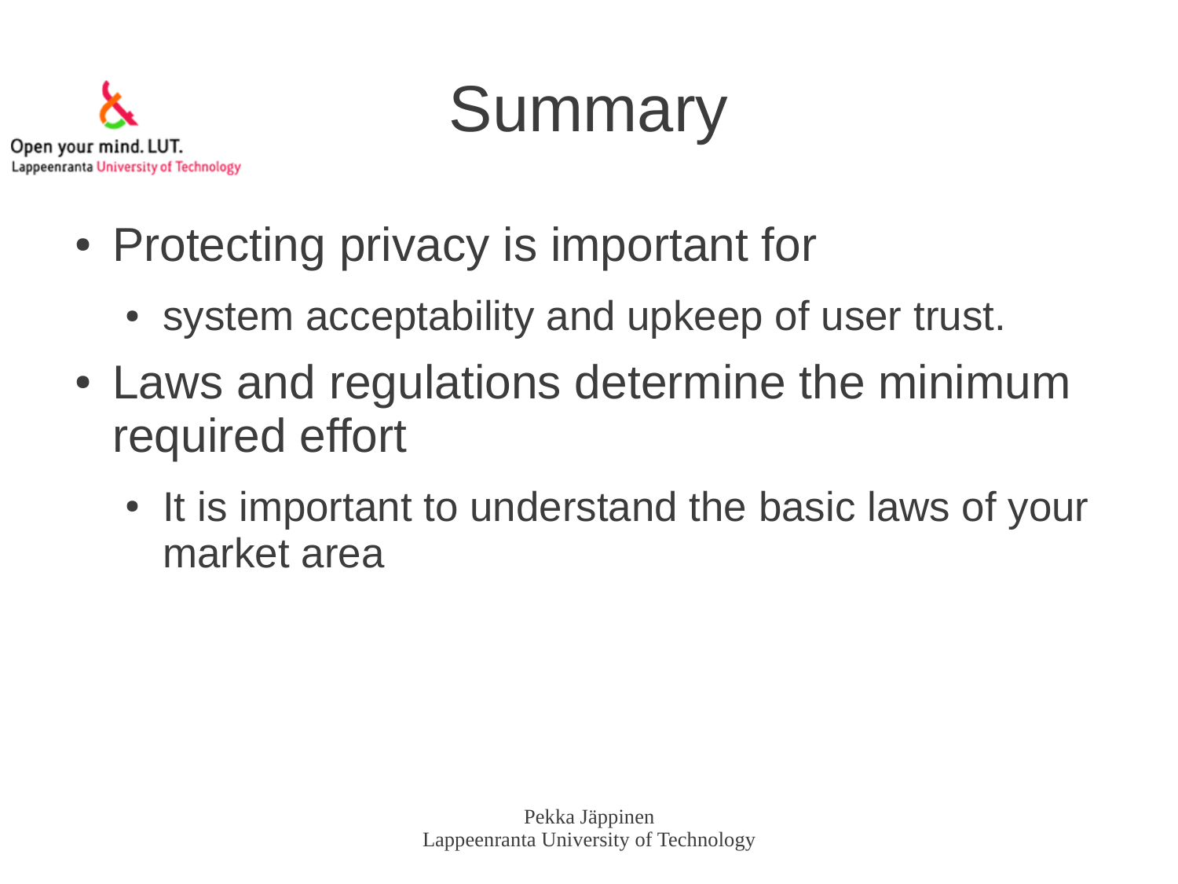# Summary

- Protecting privacy is important for
  - system acceptability and upkeep of user trust.
- Laws and regulations determine the minimum required effort
  - It is important to understand the basic laws of your market area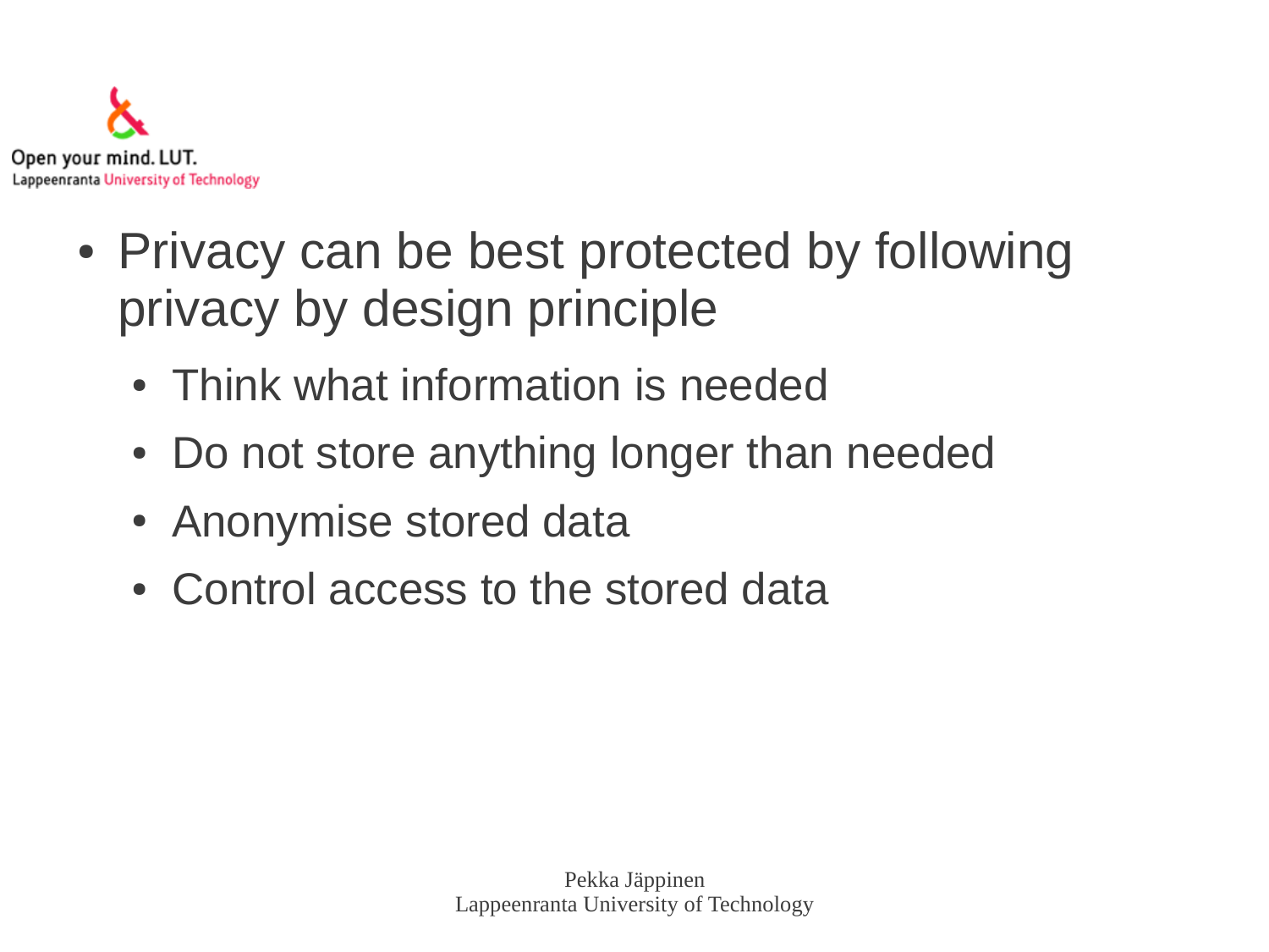- Privacy can be best protected by following privacy by design principle
  - Think what information is needed
  - Do not store anything longer than needed
  - Anonymise stored data
  - Control access to the stored data